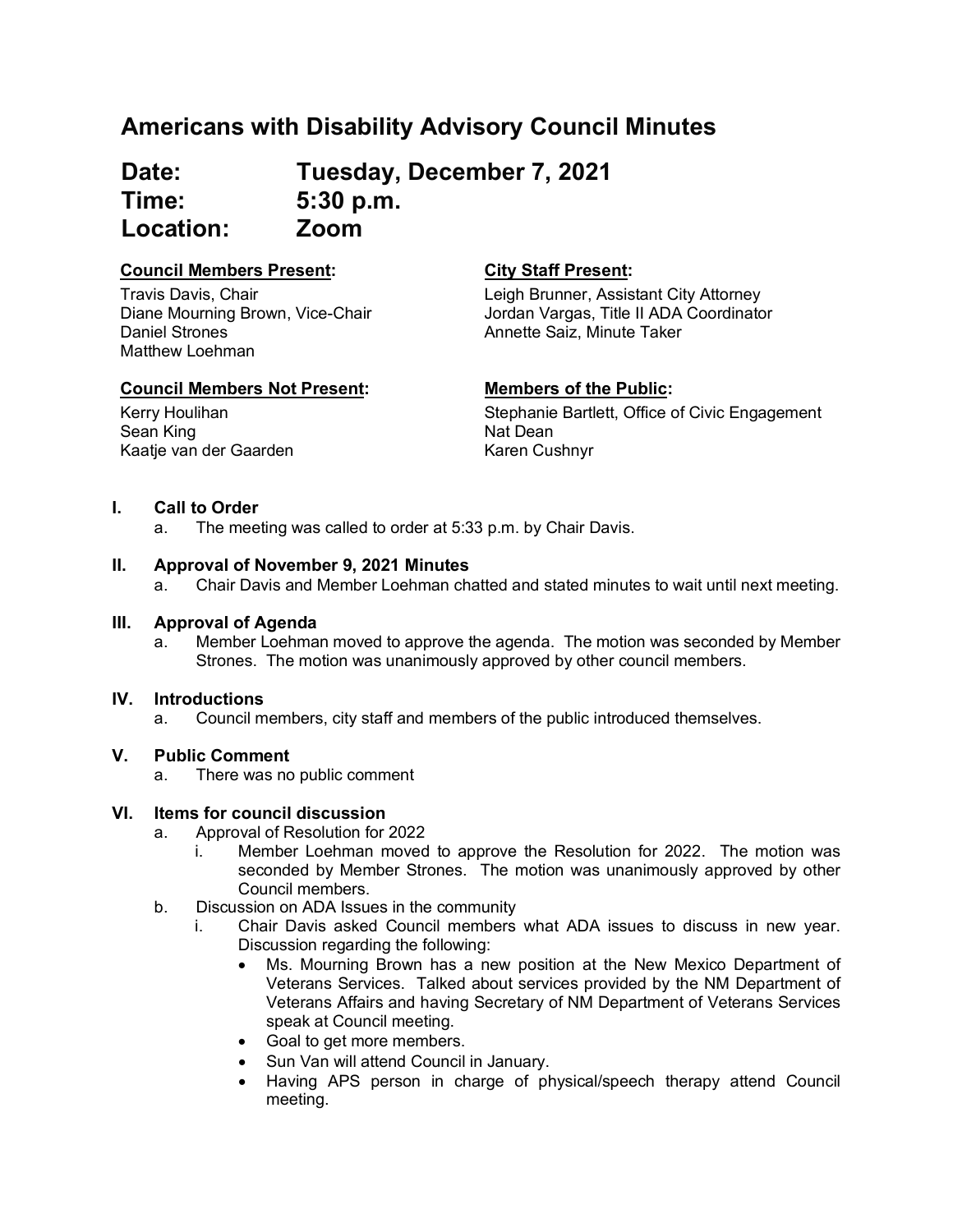# Americans with Disability Advisory Council Minutes

## Date: Tuesday, December 7, 2021
## Time: 5:30 p.m.
## Location: Zoom

**Council Members Present:**

Travis Davis, Chair
Diane Mourning Brown, Vice-Chair
Daniel Strones
Matthew Loehman

**City Staff Present:**

Leigh Brunner, Assistant City Attorney
Jordan Vargas, Title II ADA Coordinator
Annette Saiz, Minute Taker

**Council Members Not Present:**

Kerry Houlihan
Sean King
Kaatje van der Gaarden

**Members of the Public:**

Stephanie Bartlett, Office of Civic Engagement
Nat Dean
Karen Cushnyr

**I. Call to Order**

a. The meeting was called to order at 5:33 p.m. by Chair Davis.

**II. Approval of November 9, 2021 Minutes**

a. Chair Davis and Member Loehman chatted and stated minutes to wait until next meeting.

**III. Approval of Agenda**

a. Member Loehman moved to approve the agenda. The motion was seconded by Member Strones. The motion was unanimously approved by other council members.

**IV. Introductions**

a. Council members, city staff and members of the public introduced themselves.

**V. Public Comment**

a. There was no public comment

**VI. Items for council discussion**

a. Approval of Resolution for 2022
   i. Member Loehman moved to approve the Resolution for 2022. The motion was seconded by Member Strones. The motion was unanimously approved by other Council members.

b. Discussion on ADA Issues in the community
   i. Chair Davis asked Council members what ADA issues to discuss in new year. Discussion regarding the following:
      - Ms. Mourning Brown has a new position at the New Mexico Department of Veterans Services. Talked about services provided by the NM Department of Veterans Affairs and having Secretary of NM Department of Veterans Services speak at Council meeting.
      - Goal to get more members.
      - Sun Van will attend Council in January.
      - Having APS person in charge of physical/speech therapy attend Council meeting.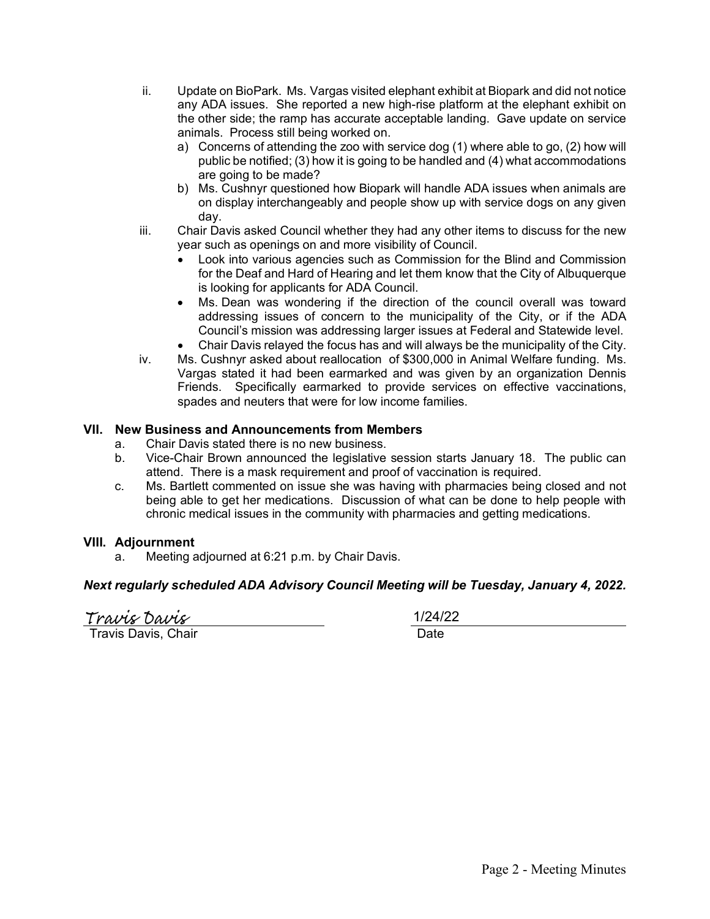ii. Update on BioPark. Ms. Vargas visited elephant exhibit at Biopark and did not notice any ADA issues. She reported a new high-rise platform at the elephant exhibit on the other side; the ramp has accurate acceptable landing. Gave update on service animals. Process still being worked on.
   a) Concerns of attending the zoo with service dog (1) where able to go, (2) how will public be notified; (3) how it is going to be handled and (4) what accommodations are going to be made?
   b) Ms. Cushnyr questioned how Biopark will handle ADA issues when animals are on display interchangeably and people show up with service dogs on any given day.

iii. Chair Davis asked Council whether they had any other items to discuss for the new year such as openings on and more visibility of Council.
   - Look into various agencies such as Commission for the Blind and Commission for the Deaf and Hard of Hearing and let them know that the City of Albuquerque is looking for applicants for ADA Council.
   - Ms. Dean was wondering if the direction of the council overall was toward addressing issues of concern to the municipality of the City, or if the ADA Council's mission was addressing larger issues at Federal and Statewide level.
   - Chair Davis relayed the focus has and will always be the municipality of the City.

iv. Ms. Cushnyr asked about reallocation of $300,000 in Animal Welfare funding. Ms. Vargas stated it had been earmarked and was given by an organization Dennis Friends. Specifically earmarked to provide services on effective vaccinations, spades and neuters that were for low income families.

## VII. New Business and Announcements from Members

a. Chair Davis stated there is no new business.

b. Vice-Chair Brown announced the legislative session starts January 18. The public can attend. There is a mask requirement and proof of vaccination is required.

c. Ms. Bartlett commented on issue she was having with pharmacies being closed and not being able to get her medications. Discussion of what can be done to help people with chronic medical issues in the community with pharmacies and getting medications.

## VIII. Adjournment

a. Meeting adjourned at 6:21 p.m. by Chair Davis.

***Next regularly scheduled ADA Advisory Council Meeting will be Tuesday, January 4, 2022.***

Travis Davis
Travis Davis, Chair

1/24/22
Date